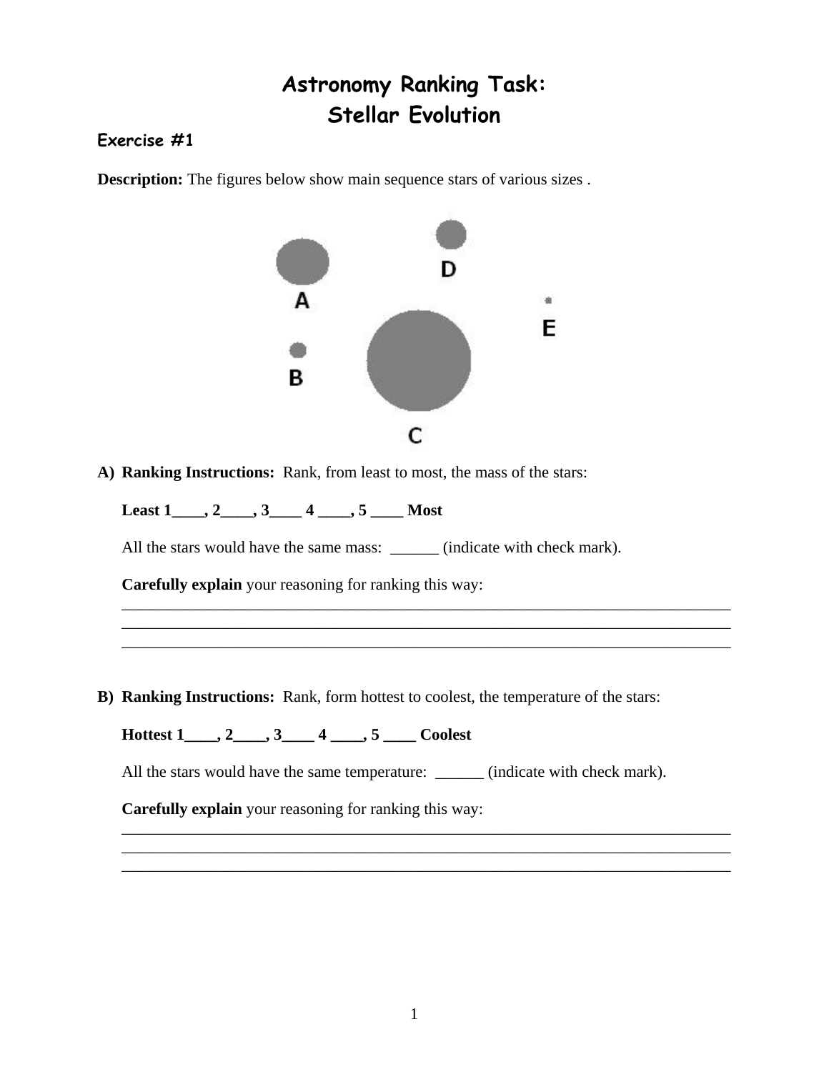# Astronomy Ranking Task:
# Stellar Evolution

### Exercise #1

**Description:** The figures below show main sequence stars of various sizes .

A) **Ranking Instructions:** Rank, from least to most, the mass of the stars:

**Least 1____, 2____, 3____ 4 ____, 5 ____ Most**

All the stars would have the same mass: ______ (indicate with check mark).

**Carefully explain** your reasoning for ranking this way:

_____________________________________________________________________________
_____________________________________________________________________________
_____________________________________________________________________________

B) **Ranking Instructions:** Rank, form hottest to coolest, the temperature of the stars:

**Hottest 1____, 2____, 3____ 4 ____, 5 ____ Coolest**

All the stars would have the same temperature: ______ (indicate with check mark).

**Carefully explain** your reasoning for ranking this way:

_____________________________________________________________________________
_____________________________________________________________________________
_____________________________________________________________________________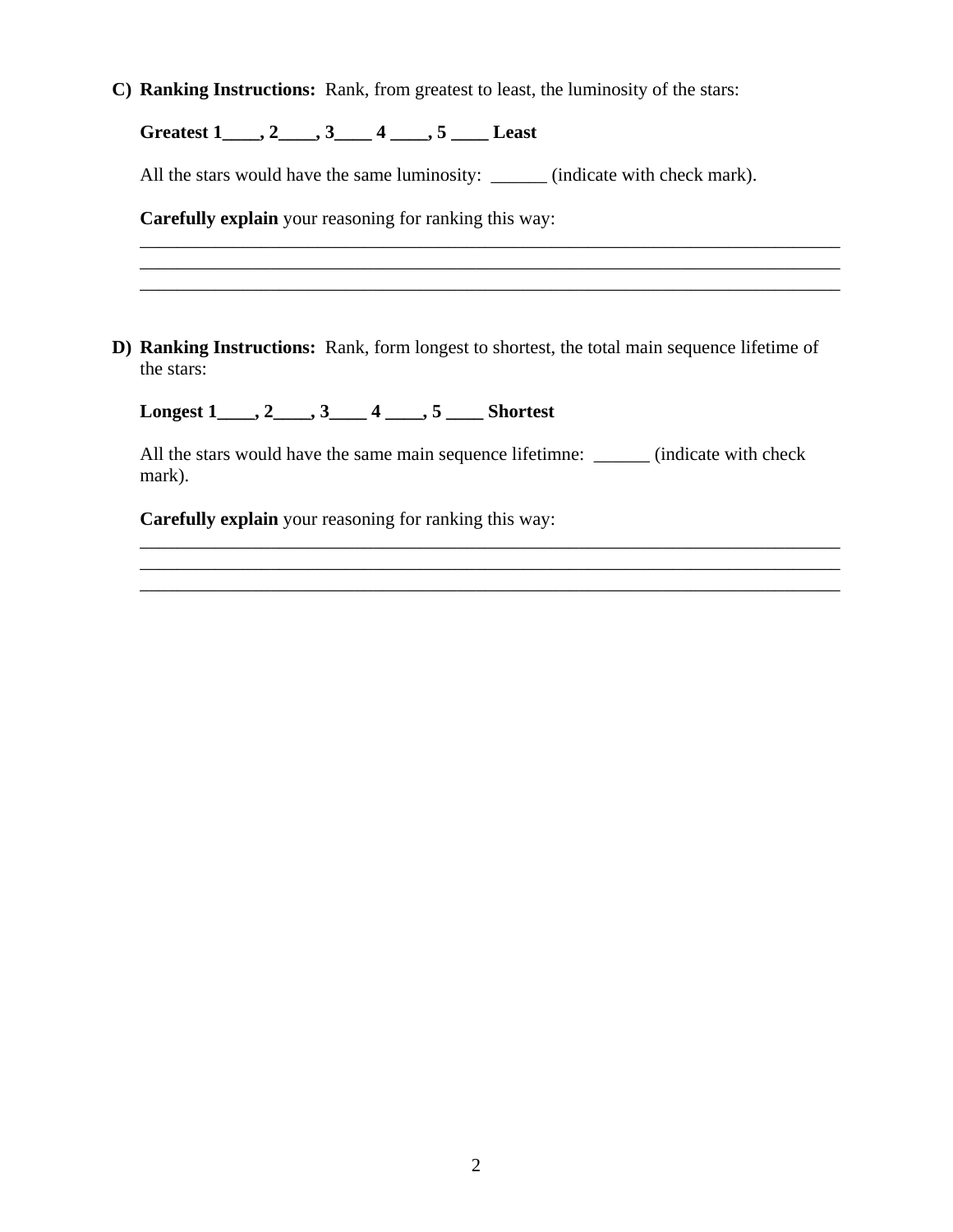**C) Ranking Instructions:** Rank, from greatest to least, the luminosity of the stars:

**Greatest 1____, 2____, 3____ 4 ____, 5 ____ Least**

All the stars would have the same luminosity: ______ (indicate with check mark).

**Carefully explain** your reasoning for ranking this way:

_____________________________________________________________________________
_____________________________________________________________________________
_____________________________________________________________________________

**D) Ranking Instructions:** Rank, form longest to shortest, the total main sequence lifetime of the stars:

**Longest 1____, 2____, 3____ 4 ____, 5 ____ Shortest**

All the stars would have the same main sequence lifetimne: ______ (indicate with check mark).

**Carefully explain** your reasoning for ranking this way:

_____________________________________________________________________________
_____________________________________________________________________________
_____________________________________________________________________________